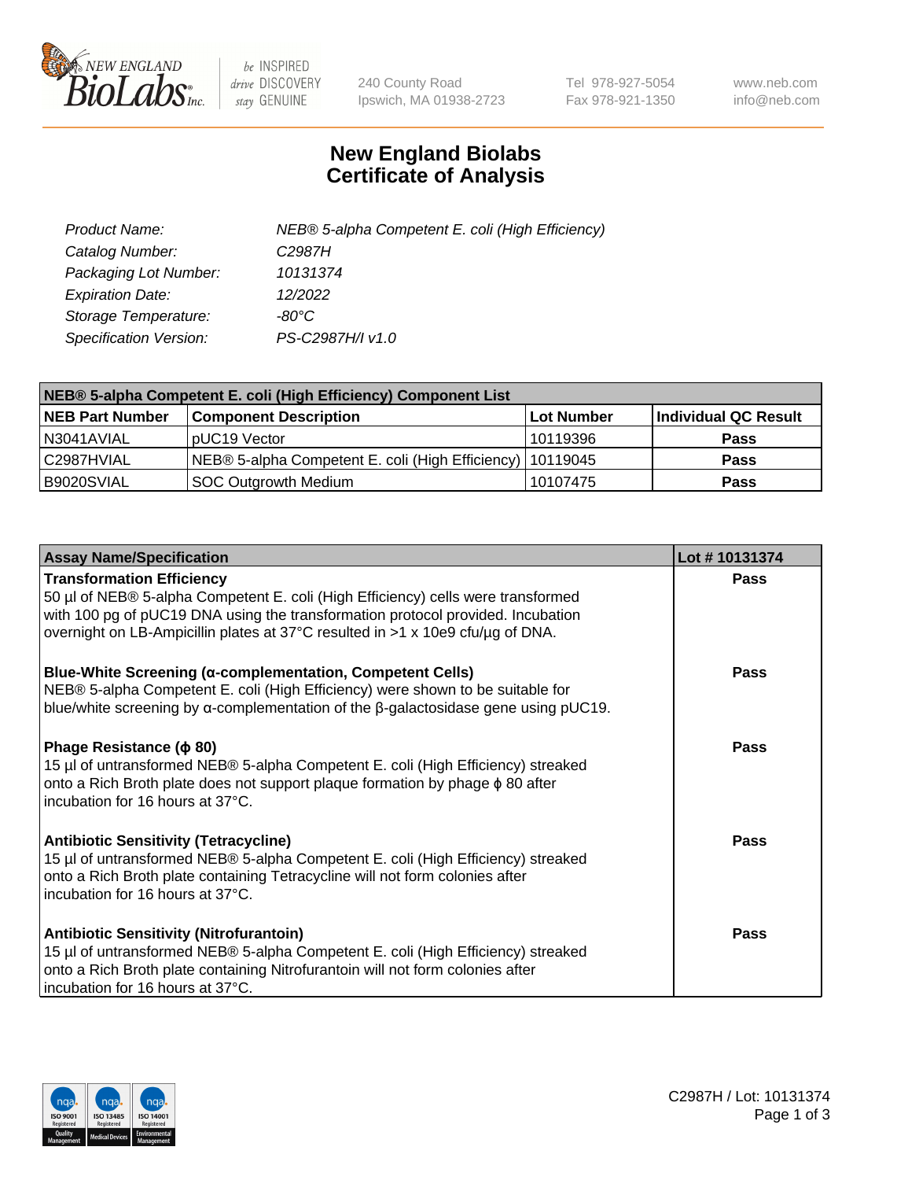# New England Biolabs
# Certificate of Analysis

| | |
|---|---|
| *Product Name:* | *NEB® 5-alpha Competent E. coli (High Efficiency)* |
| *Catalog Number:* | *C2987H* |
| *Packaging Lot Number:* | *10131374* |
| *Expiration Date:* | *12/2022* |
| *Storage Temperature:* | *-80°C* |
| *Specification Version:* | *PS-C2987H/I v1.0* |

| NEB® 5-alpha Competent E. coli (High Efficiency) Component List | | | |
|---|---|---|---|
| **NEB Part Number** | **Component Description** | **Lot Number** | **Individual QC Result** |
| N3041AVIAL | pUC19 Vector | 10119396 | **Pass** |
| C2987HVIAL | NEB® 5-alpha Competent E. coli (High Efficiency) | 10119045 | **Pass** |
| B9020SVIAL | SOC Outgrowth Medium | 10107475 | **Pass** |

| Assay Name/Specification | Lot # 10131374 |
|---|---|
| **Transformation Efficiency**<br>50 µl of NEB® 5-alpha Competent E. coli (High Efficiency) cells were transformed with 100 pg of pUC19 DNA using the transformation protocol provided. Incubation overnight on LB-Ampicillin plates at 37°C resulted in >1 x 10e9 cfu/µg of DNA. | **Pass** |
| **Blue-White Screening (α-complementation, Competent Cells)**<br>NEB® 5-alpha Competent E. coli (High Efficiency) were shown to be suitable for blue/white screening by α-complementation of the β-galactosidase gene using pUC19. | **Pass** |
| **Phage Resistance (ϕ 80)**<br>15 µl of untransformed NEB® 5-alpha Competent E. coli (High Efficiency) streaked onto a Rich Broth plate does not support plaque formation by phage ϕ 80 after incubation for 16 hours at 37°C. | **Pass** |
| **Antibiotic Sensitivity (Tetracycline)**<br>15 µl of untransformed NEB® 5-alpha Competent E. coli (High Efficiency) streaked onto a Rich Broth plate containing Tetracycline will not form colonies after incubation for 16 hours at 37°C. | **Pass** |
| **Antibiotic Sensitivity (Nitrofurantoin)**<br>15 µl of untransformed NEB® 5-alpha Competent E. coli (High Efficiency) streaked onto a Rich Broth plate containing Nitrofurantoin will not form colonies after incubation for 16 hours at 37°C. | **Pass** |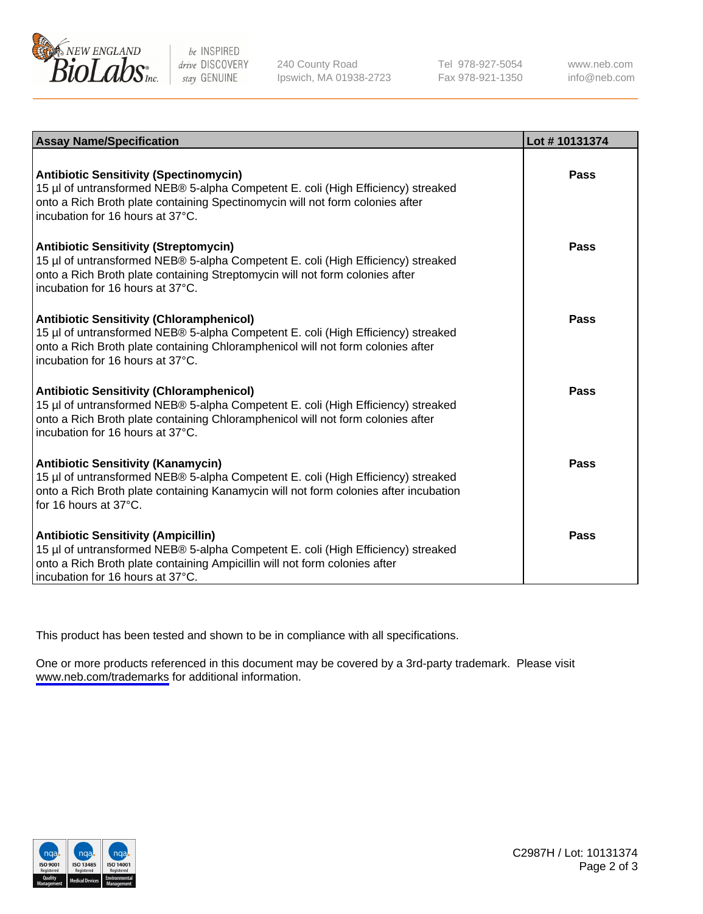| Assay Name/Specification | Lot # 10131374 |
| --- | --- |
| **Antibiotic Sensitivity (Spectinomycin)**<br>15 µl of untransformed NEB® 5-alpha Competent E. coli (High Efficiency) streaked onto a Rich Broth plate containing Spectinomycin will not form colonies after incubation for 16 hours at 37°C. | **Pass** |
| **Antibiotic Sensitivity (Streptomycin)**<br>15 µl of untransformed NEB® 5-alpha Competent E. coli (High Efficiency) streaked onto a Rich Broth plate containing Streptomycin will not form colonies after incubation for 16 hours at 37°C. | **Pass** |
| **Antibiotic Sensitivity (Chloramphenicol)**<br>15 µl of untransformed NEB® 5-alpha Competent E. coli (High Efficiency) streaked onto a Rich Broth plate containing Chloramphenicol will not form colonies after incubation for 16 hours at 37°C. | **Pass** |
| **Antibiotic Sensitivity (Chloramphenicol)**<br>15 µl of untransformed NEB® 5-alpha Competent E. coli (High Efficiency) streaked onto a Rich Broth plate containing Chloramphenicol will not form colonies after incubation for 16 hours at 37°C. | **Pass** |
| **Antibiotic Sensitivity (Kanamycin)**<br>15 µl of untransformed NEB® 5-alpha Competent E. coli (High Efficiency) streaked onto a Rich Broth plate containing Kanamycin will not form colonies after incubation for 16 hours at 37°C. | **Pass** |
| **Antibiotic Sensitivity (Ampicillin)**<br>15 µl of untransformed NEB® 5-alpha Competent E. coli (High Efficiency) streaked onto a Rich Broth plate containing Ampicillin will not form colonies after incubation for 16 hours at 37°C. | **Pass** |

This product has been tested and shown to be in compliance with all specifications.

One or more products referenced in this document may be covered by a 3rd-party trademark. Please visit www.neb.com/trademarks for additional information.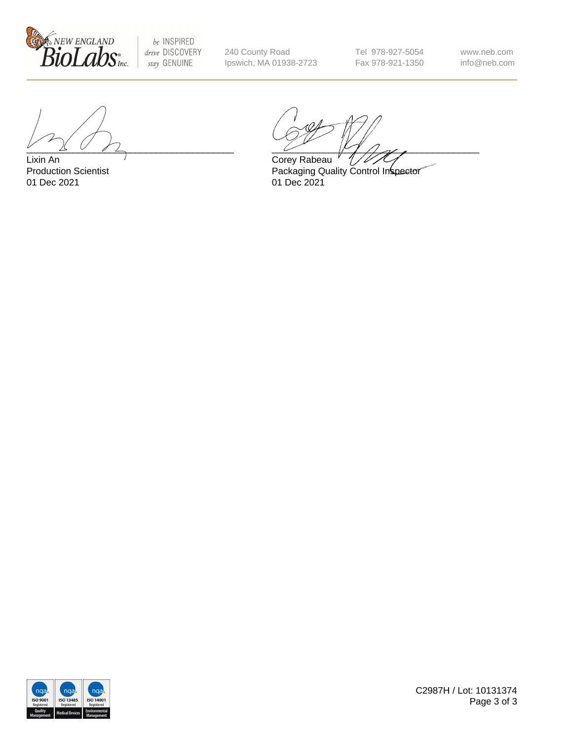NEW ENGLAND BioLabs Inc.

be INSPIRED
drive DISCOVERY
stay GENUINE

240 County Road
Ipswich, MA 01938-2723

Tel 978-927-5054
Fax 978-921-1350

www.neb.com
info@neb.com

Lixin An
Production Scientist
01 Dec 2021

Corey Rabeau
Packaging Quality Control Inspector
01 Dec 2021

nqa ISO 9001 Registered Quality Management | nqa ISO 13485 Registered Medical Devices | nqa ISO 14001 Registered Environmental Management

C2987H / Lot: 10131374